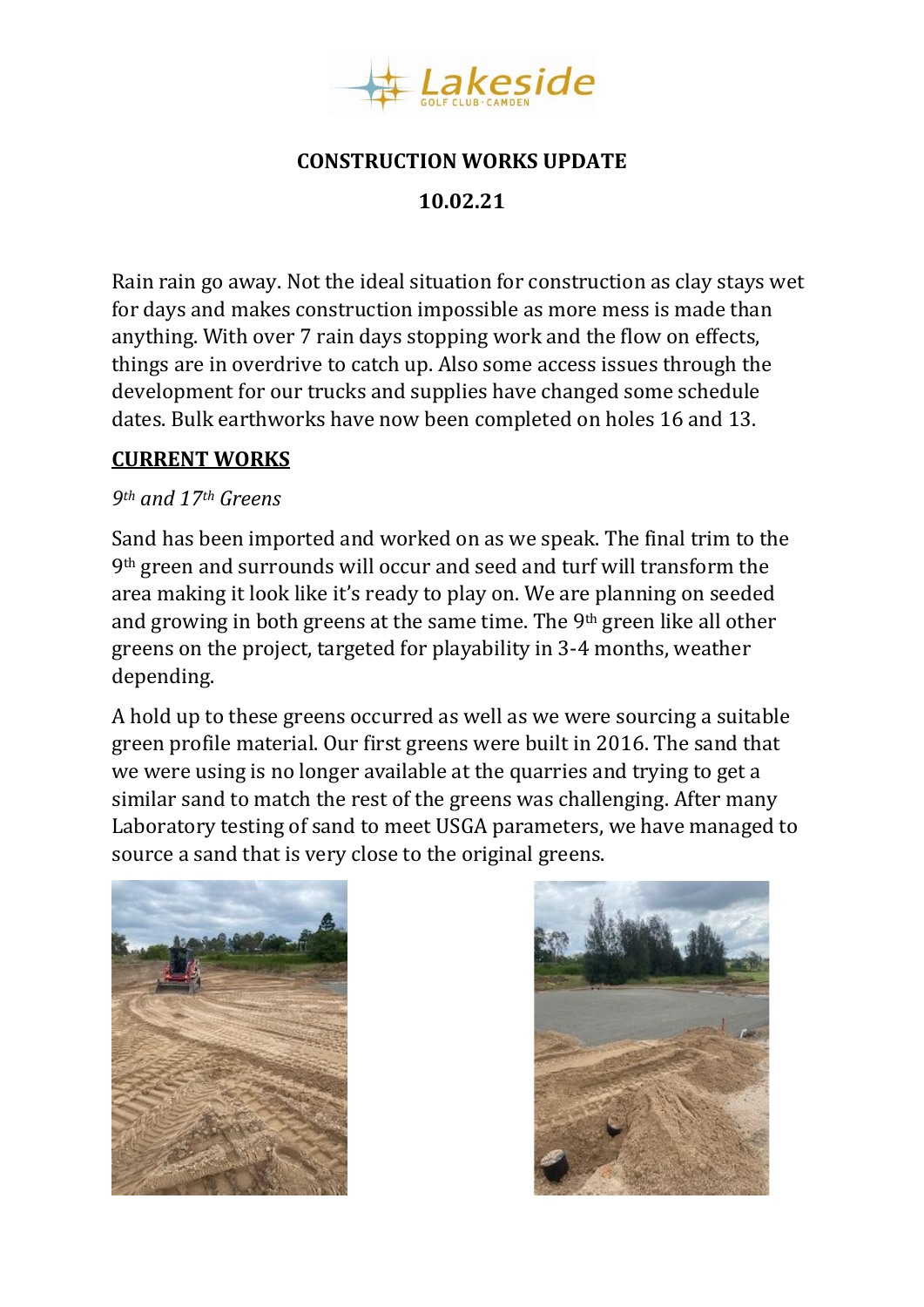# CONSTRUCTION WORKS UPDATE

## 10.02.21

Rain rain go away. Not the ideal situation for construction as clay stays wet for days and makes construction impossible as more mess is made than anything. With over 7 rain days stopping work and the flow on effects, things are in overdrive to catch up. Also some access issues through the development for our trucks and supplies have changed some schedule dates. Bulk earthworks have now been completed on holes 16 and 13.

## CURRENT WORKS

*9th and 17th Greens*

Sand has been imported and worked on as we speak. The final trim to the 9th green and surrounds will occur and seed and turf will transform the area making it look like it's ready to play on. We are planning on seeded and growing in both greens at the same time. The 9th green like all other greens on the project, targeted for playability in 3-4 months, weather depending.

A hold up to these greens occurred as well as we were sourcing a suitable green profile material. Our first greens were built in 2016. The sand that we were using is no longer available at the quarries and trying to get a similar sand to match the rest of the greens was challenging. After many Laboratory testing of sand to meet USGA parameters, we have managed to source a sand that is very close to the original greens.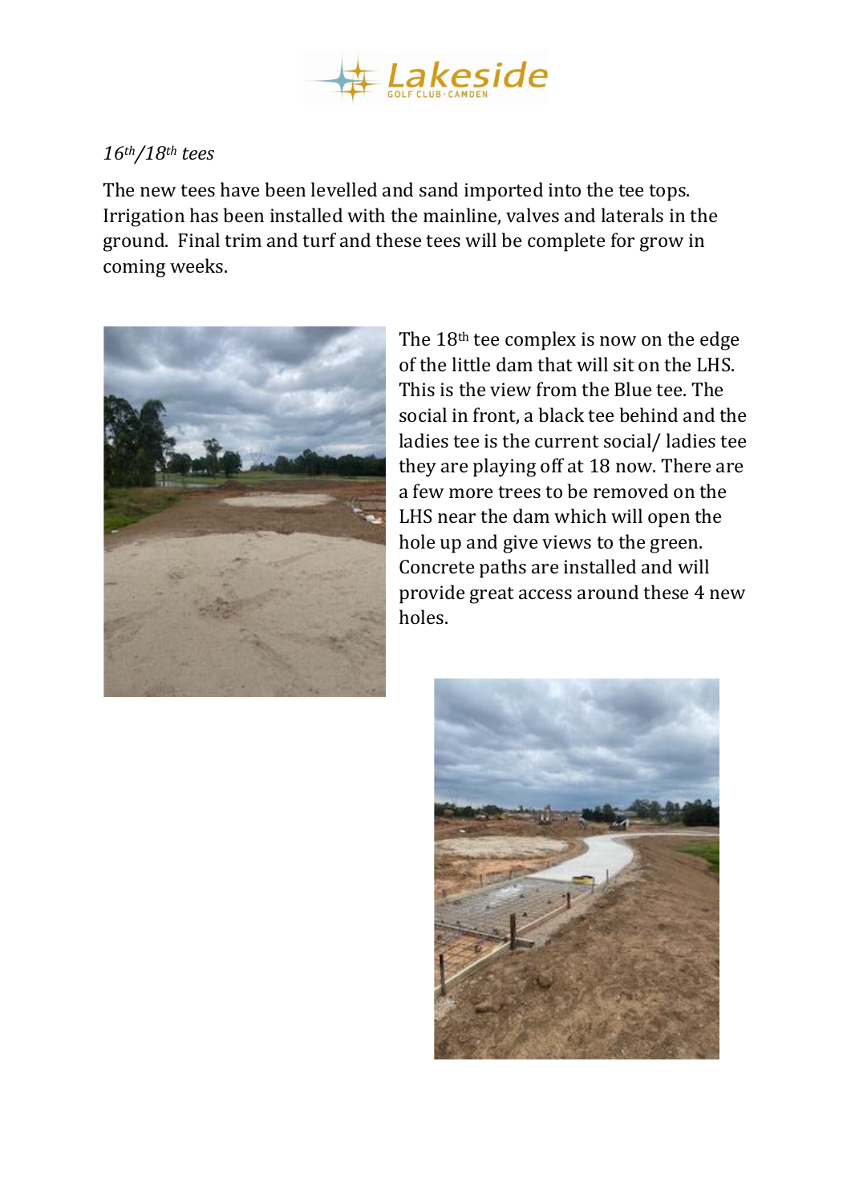*16th/18th tees*

The new tees have been levelled and sand imported into the tee tops. Irrigation has been installed with the mainline, valves and laterals in the ground. Final trim and turf and these tees will be complete for grow in coming weeks.

The 18th tee complex is now on the edge of the little dam that will sit on the LHS. This is the view from the Blue tee. The social in front, a black tee behind and the ladies tee is the current social/ ladies tee they are playing off at 18 now. There are a few more trees to be removed on the LHS near the dam which will open the hole up and give views to the green. Concrete paths are installed and will provide great access around these 4 new holes.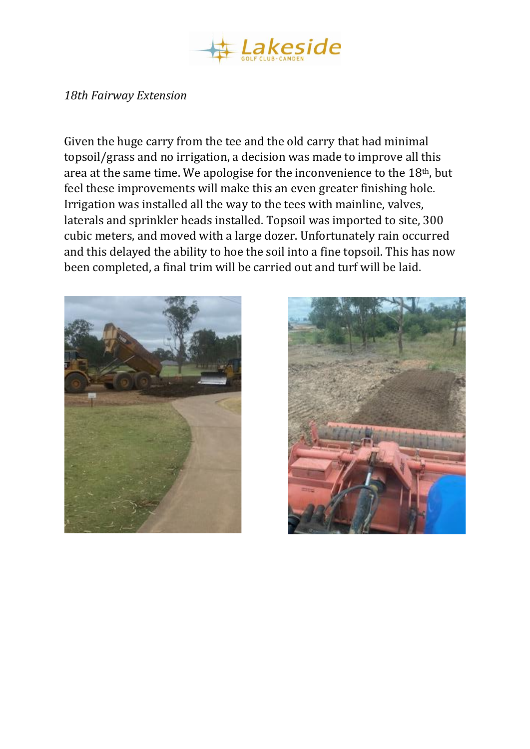*18th Fairway Extension*

Given the huge carry from the tee and the old carry that had minimal topsoil/grass and no irrigation, a decision was made to improve all this area at the same time. We apologise for the inconvenience to the 18th, but feel these improvements will make this an even greater finishing hole. Irrigation was installed all the way to the tees with mainline, valves, laterals and sprinkler heads installed. Topsoil was imported to site, 300 cubic meters, and moved with a large dozer. Unfortunately rain occurred and this delayed the ability to hoe the soil into a fine topsoil. This has now been completed, a final trim will be carried out and turf will be laid.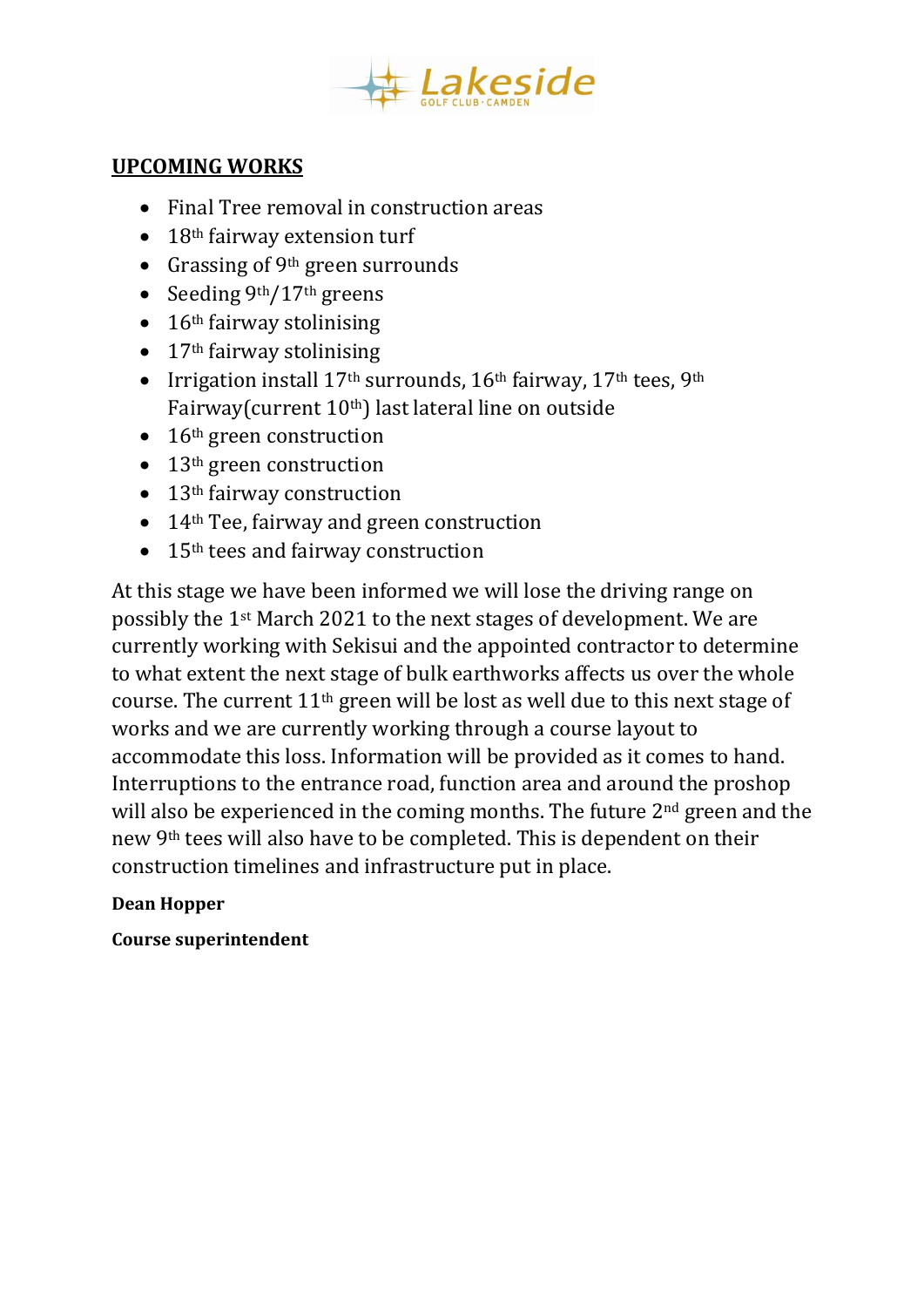## UPCOMING WORKS

- Final Tree removal in construction areas
- 18th fairway extension turf
- Grassing of 9th green surrounds
- Seeding 9th/17th greens
- 16th fairway stolinising
- 17th fairway stolinising
- Irrigation install 17th surrounds, 16th fairway, 17th tees, 9th Fairway(current 10th) last lateral line on outside
- 16th green construction
- 13th green construction
- 13th fairway construction
- 14th Tee, fairway and green construction
- 15th tees and fairway construction

At this stage we have been informed we will lose the driving range on possibly the 1st March 2021 to the next stages of development. We are currently working with Sekisui and the appointed contractor to determine to what extent the next stage of bulk earthworks affects us over the whole course. The current 11th green will be lost as well due to this next stage of works and we are currently working through a course layout to accommodate this loss. Information will be provided as it comes to hand. Interruptions to the entrance road, function area and around the proshop will also be experienced in the coming months. The future 2nd green and the new 9th tees will also have to be completed. This is dependent on their construction timelines and infrastructure put in place.

**Dean Hopper**

**Course superintendent**